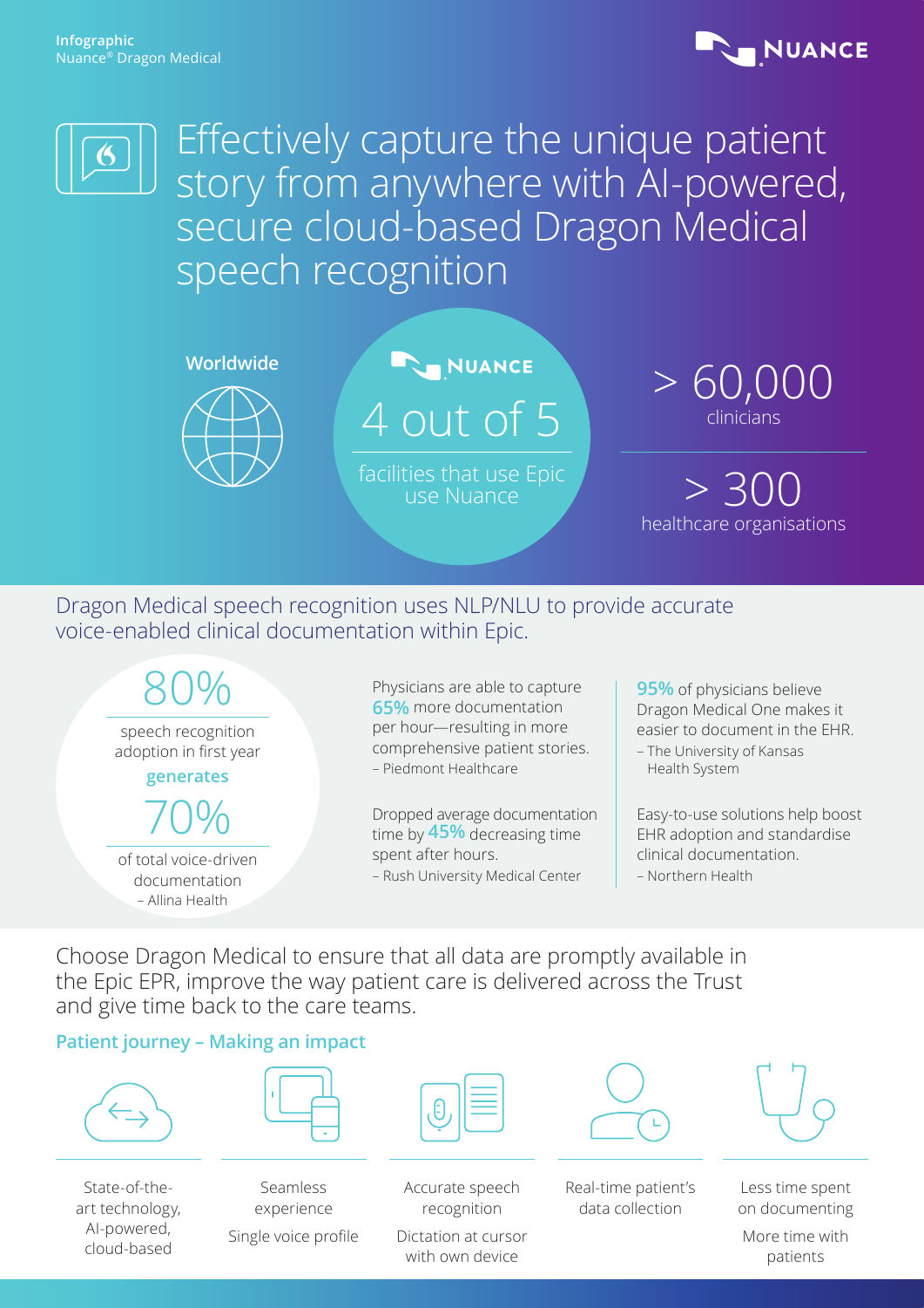Infographic
Nuance® Dragon Medical

NUANCE

# Effectively capture the unique patient story from anywhere with AI-powered, secure cloud-based Dragon Medical speech recognition

**Worldwide**

NUANCE

4 out of 5

facilities that use Epic use Nuance

> 60,000
clinicians

> 300
healthcare organisations

## Dragon Medical speech recognition uses NLP/NLU to provide accurate voice-enabled clinical documentation within Epic.

80%

speech recognition adoption in first year

**generates**

70%

of total voice-driven documentation
– Allina Health

Physicians are able to capture **65%** more documentation per hour—resulting in more comprehensive patient stories.
– Piedmont Healthcare

Dropped average documentation time by **45%** decreasing time spent after hours.
– Rush University Medical Center

**95%** of physicians believe Dragon Medical One makes it easier to document in the EHR.
– The University of Kansas Health System

Easy-to-use solutions help boost EHR adoption and standardise clinical documentation.
– Northern Health

## Choose Dragon Medical to ensure that all data are promptly available in the Epic EPR, improve the way patient care is delivered across the Trust and give time back to the care teams.

### Patient journey – Making an impact

- State-of-the-art technology, AI-powered, cloud-based
- Seamless experience
  Single voice profile
- Accurate speech recognition
  Dictation at cursor with own device
- Real-time patient's data collection
- Less time spent on documenting
  More time with patients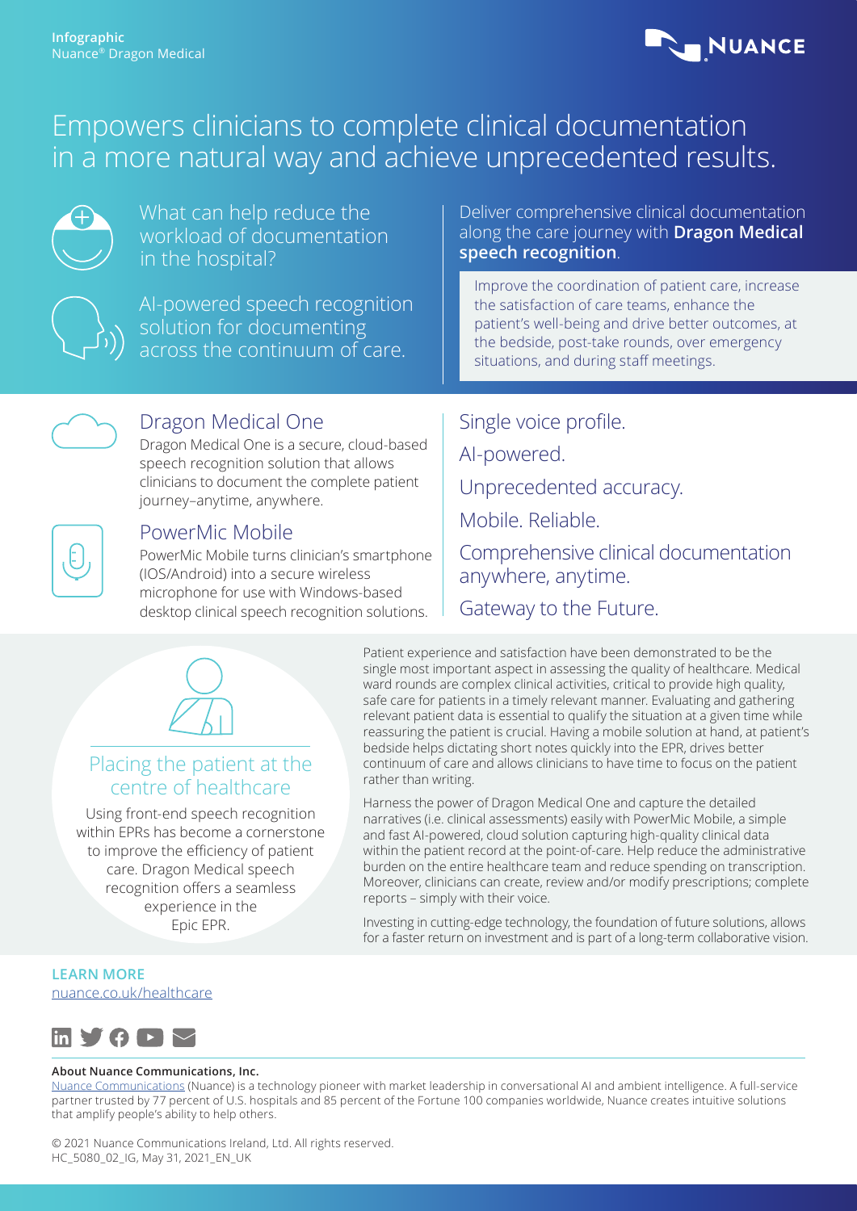**Infographic**
Nuance® Dragon Medical

# Empowers clinicians to complete clinical documentation in a more natural way and achieve unprecedented results.

What can help reduce the workload of documentation in the hospital?

AI-powered speech recognition solution for documenting across the continuum of care.

Deliver comprehensive clinical documentation along the care journey with **Dragon Medical speech recognition**.

Improve the coordination of patient care, increase the satisfaction of care teams, enhance the patient's well-being and drive better outcomes, at the bedside, post-take rounds, over emergency situations, and during staff meetings.

## Dragon Medical One

Dragon Medical One is a secure, cloud-based speech recognition solution that allows clinicians to document the complete patient journey–anytime, anywhere.

## PowerMic Mobile

PowerMic Mobile turns clinician's smartphone (IOS/Android) into a secure wireless microphone for use with Windows-based desktop clinical speech recognition solutions.

Single voice profile.

AI-powered.

Unprecedented accuracy.

Mobile. Reliable.

Comprehensive clinical documentation anywhere, anytime.

Gateway to the Future.

## Placing the patient at the centre of healthcare

Using front-end speech recognition within EPRs has become a cornerstone to improve the efficiency of patient care. Dragon Medical speech recognition offers a seamless experience in the Epic EPR.

Patient experience and satisfaction have been demonstrated to be the single most important aspect in assessing the quality of healthcare. Medical ward rounds are complex clinical activities, critical to provide high quality, safe care for patients in a timely relevant manner. Evaluating and gathering relevant patient data is essential to qualify the situation at a given time while reassuring the patient is crucial. Having a mobile solution at hand, at patient's bedside helps dictating short notes quickly into the EPR, drives better continuum of care and allows clinicians to have time to focus on the patient rather than writing.

Harness the power of Dragon Medical One and capture the detailed narratives (i.e. clinical assessments) easily with PowerMic Mobile, a simple and fast AI-powered, cloud solution capturing high-quality clinical data within the patient record at the point-of-care. Help reduce the administrative burden on the entire healthcare team and reduce spending on transcription. Moreover, clinicians can create, review and/or modify prescriptions; complete reports – simply with their voice.

Investing in cutting-edge technology, the foundation of future solutions, allows for a faster return on investment and is part of a long-term collaborative vision.

**LEARN MORE**
nuance.co.uk/healthcare

**About Nuance Communications, Inc.**
Nuance Communications (Nuance) is a technology pioneer with market leadership in conversational AI and ambient intelligence. A full-service partner trusted by 77 percent of U.S. hospitals and 85 percent of the Fortune 100 companies worldwide, Nuance creates intuitive solutions that amplify people's ability to help others.

© 2021 Nuance Communications Ireland, Ltd. All rights reserved.
HC_5080_02_IG, May 31, 2021_EN_UK